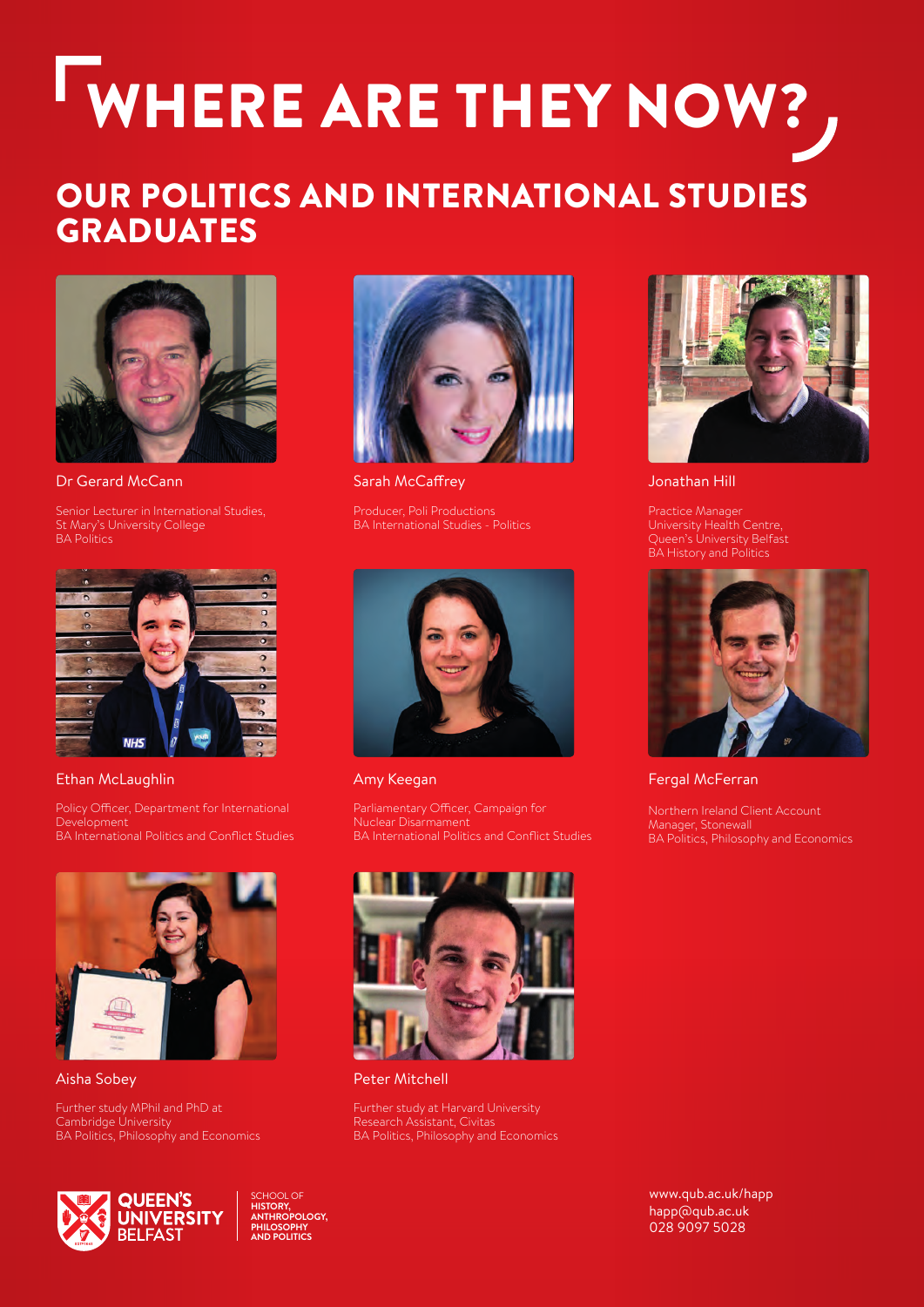# WHERE ARE THEY NOW?

## OUR POLITICS AND INTERNATIONAL STUDIES GRADUATES

**Dr Gerard McCann**

Senior Lecturer in International Studies, St Mary's University College
BA Politics

**Sarah McCaffrey**

Producer, Poli Productions
BA International Studies - Politics

**Jonathan Hill**

Practice Manager
University Health Centre, Queen's University Belfast
BA History and Politics

**Ethan McLaughlin**

Policy Officer, Department for International Development
BA International Politics and Conflict Studies

**Amy Keegan**

Parliamentary Officer, Campaign for Nuclear Disarmament
BA International Politics and Conflict Studies

**Fergal McFerran**

Northern Ireland Client Account Manager, Stonewall
BA Politics, Philosophy and Economics

**Aisha Sobey**

Further study MPhil and PhD at Cambridge University
BA Politics, Philosophy and Economics

**Peter Mitchell**

Further study at Harvard University
Research Assistant, Civitas
BA Politics, Philosophy and Economics

QUEEN'S UNIVERSITY BELFAST
SCHOOL OF HISTORY, ANTHROPOLOGY, PHILOSOPHY AND POLITICS

www.qub.ac.uk/happ
happ@qub.ac.uk
028 9097 5028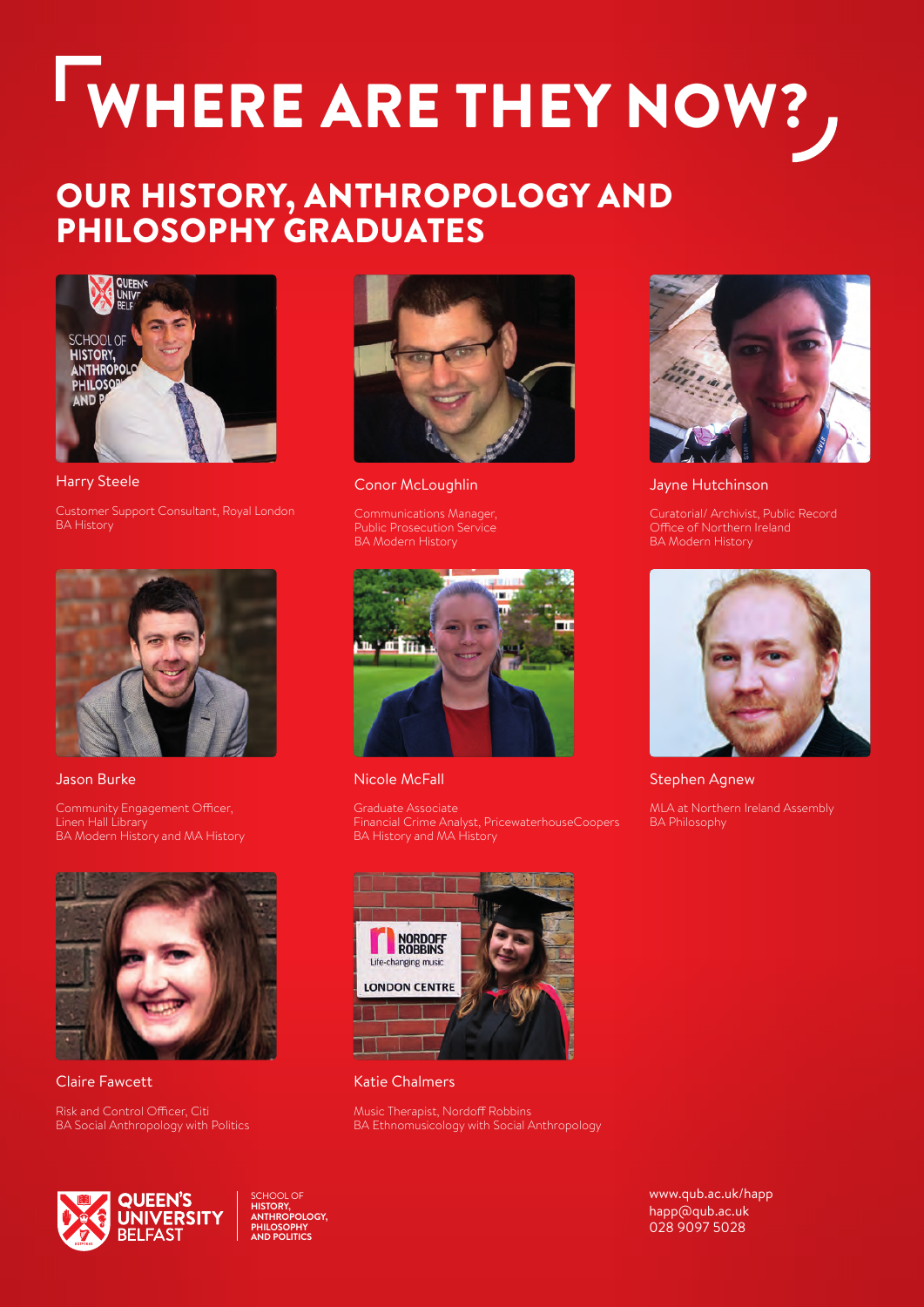# WHERE ARE THEY NOW?

## OUR HISTORY, ANTHROPOLOGY AND PHILOSOPHY GRADUATES

**Harry Steele**

Customer Support Consultant, Royal London
BA History

**Conor McLoughlin**

Communications Manager,
Public Prosecution Service
BA Modern History

**Jayne Hutchinson**

Curatorial/ Archivist, Public Record
Office of Northern Ireland
BA Modern History

**Jason Burke**

Community Engagement Officer,
Linen Hall Library
BA Modern History and MA History

**Nicole McFall**

Graduate Associate
Financial Crime Analyst, PricewaterhouseCoopers
BA History and MA History

**Stephen Agnew**

MLA at Northern Ireland Assembly
BA Philosophy

**Claire Fawcett**

Risk and Control Officer, Citi
BA Social Anthropology with Politics

**Katie Chalmers**

Music Therapist, Nordoff Robbins
BA Ethnomusicology with Social Anthropology

QUEEN'S UNIVERSITY BELFAST

SCHOOL OF HISTORY, ANTHROPOLOGY, PHILOSOPHY AND POLITICS

www.qub.ac.uk/happ
happ@qub.ac.uk
028 9097 5028